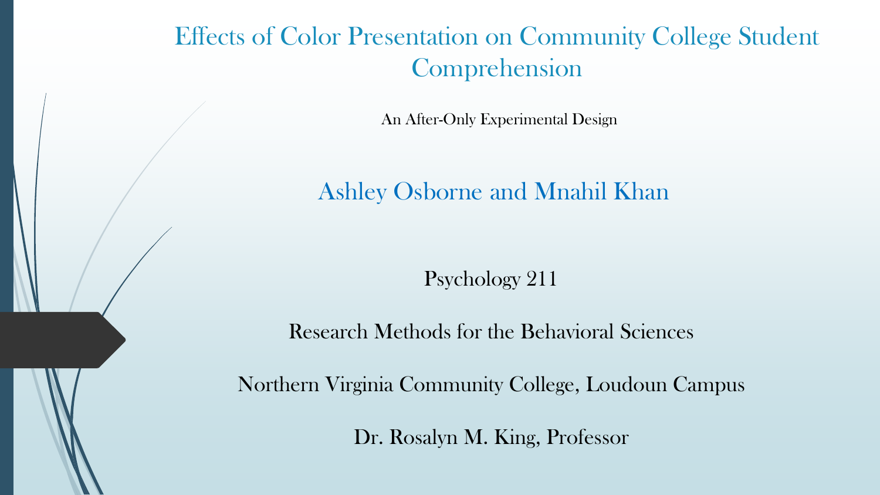# Effects of Color Presentation on Community College Student Comprehension

An After-Only Experimental Design

## Ashley Osborne and Mnahil Khan

Psychology 211

Research Methods for the Behavioral Sciences

Northern Virginia Community College, Loudoun Campus

Dr. Rosalyn M. King, Professor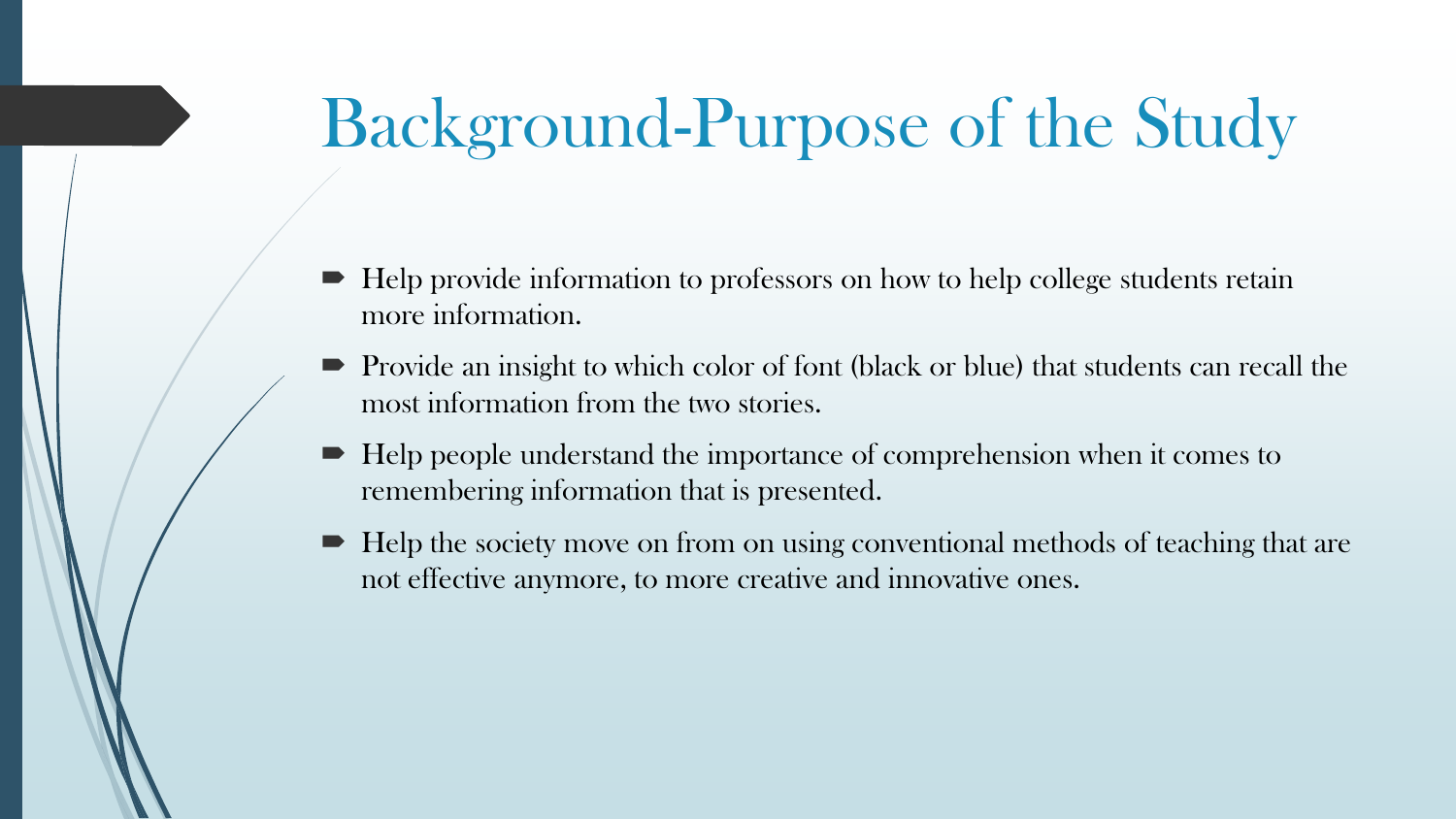# Background-Purpose of the Study

- Help provide information to professors on how to help college students retain more information.
- Provide an insight to which color of font (black or blue) that students can recall the most information from the two stories.
- Help people understand the importance of comprehension when it comes to remembering information that is presented.
- Help the society move on from on using conventional methods of teaching that are not effective anymore, to more creative and innovative ones.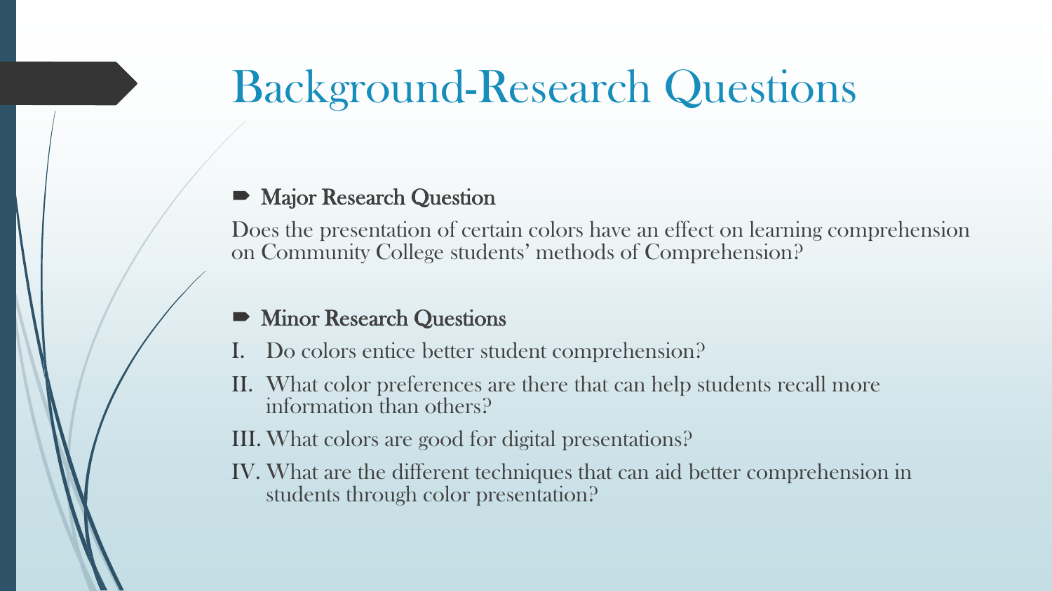# Background-Research Questions

- **Major Research Question**

Does the presentation of certain colors have an effect on learning comprehension on Community College students' methods of Comprehension?

- **Minor Research Questions**

I. Do colors entice better student comprehension?

II. What color preferences are there that can help students recall more information than others?

III. What colors are good for digital presentations?

IV. What are the different techniques that can aid better comprehension in students through color presentation?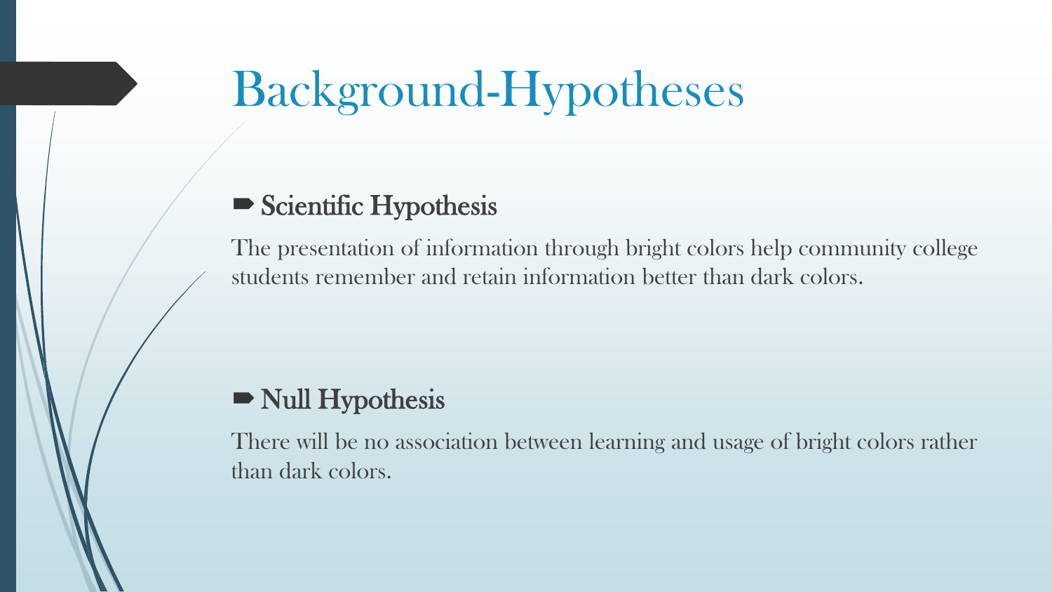# Background-Hypotheses

- **Scientific Hypothesis**

The presentation of information through bright colors help community college students remember and retain information better than dark colors.

- **Null Hypothesis**

There will be no association between learning and usage of bright colors rather than dark colors.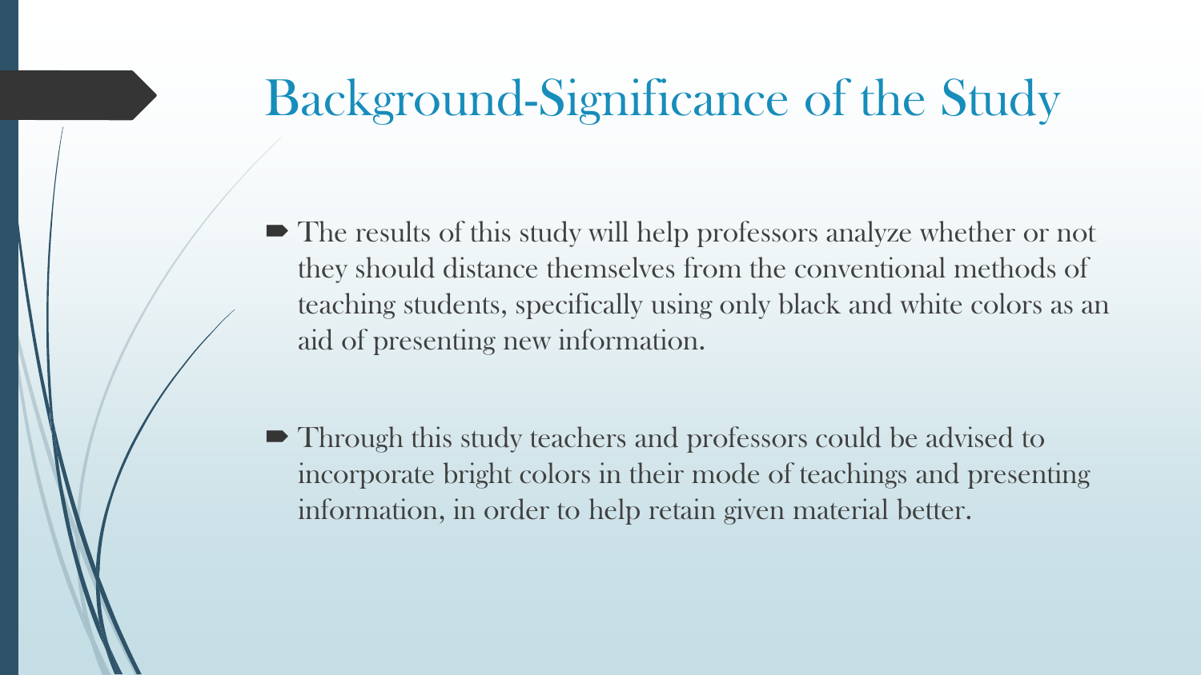# Background-Significance of the Study

- The results of this study will help professors analyze whether or not they should distance themselves from the conventional methods of teaching students, specifically using only black and white colors as an aid of presenting new information.
- Through this study teachers and professors could be advised to incorporate bright colors in their mode of teachings and presenting information, in order to help retain given material better.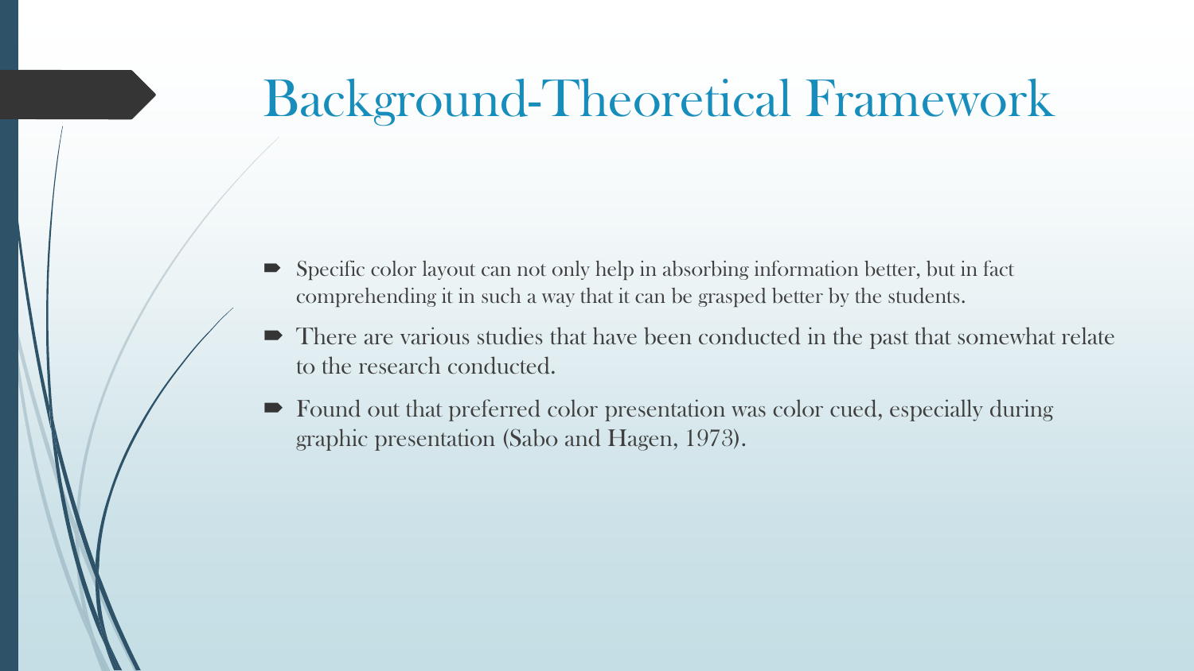# Background-Theoretical Framework

- Specific color layout can not only help in absorbing information better, but in fact comprehending it in such a way that it can be grasped better by the students.
- There are various studies that have been conducted in the past that somewhat relate to the research conducted.
- Found out that preferred color presentation was color cued, especially during graphic presentation (Sabo and Hagen, 1973).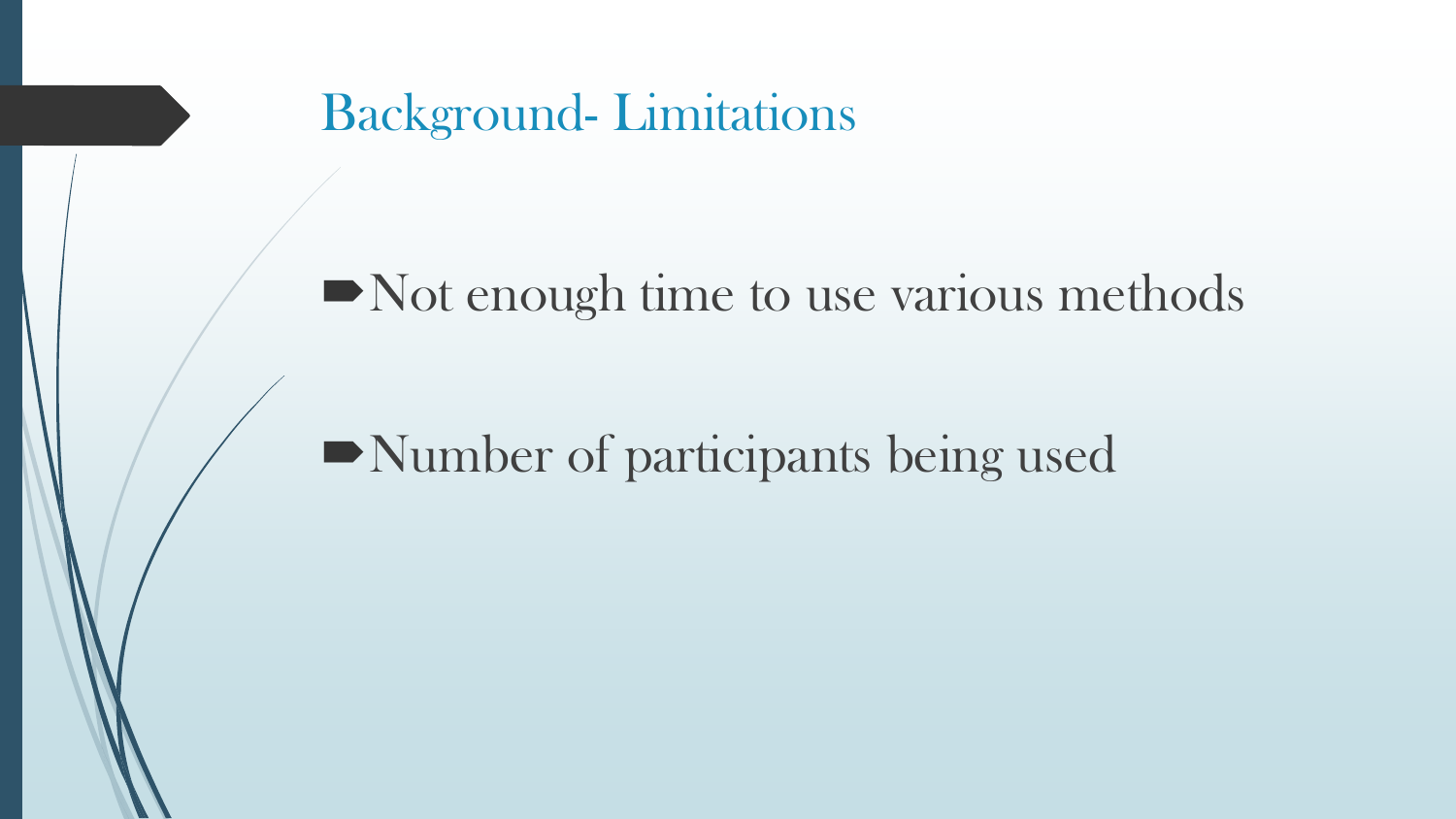# Background- Limitations

- Not enough time to use various methods
- Number of participants being used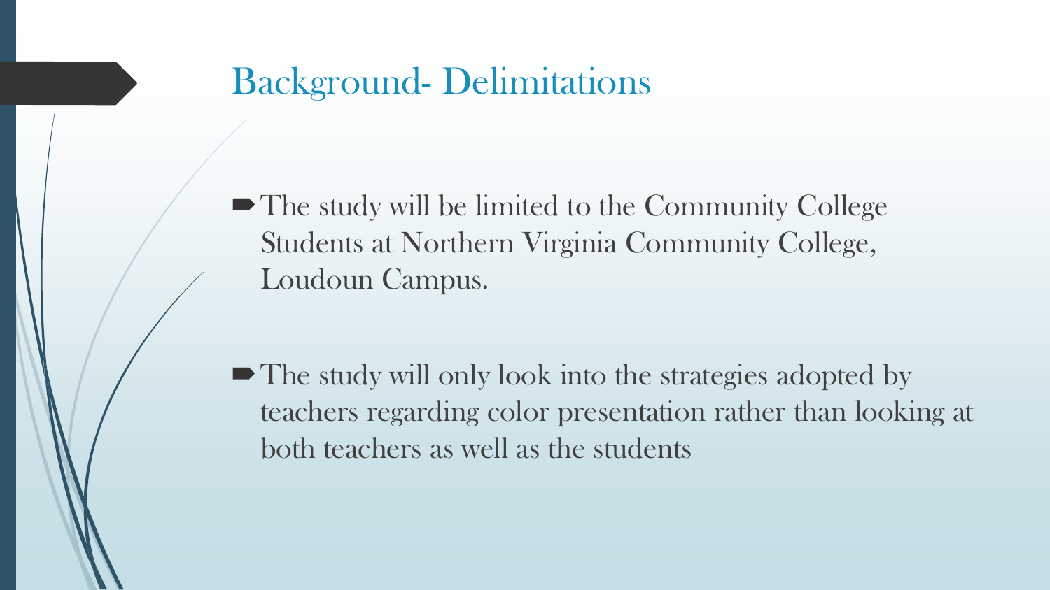# Background- Delimitations

- The study will be limited to the Community College Students at Northern Virginia Community College, Loudoun Campus.

- The study will only look into the strategies adopted by teachers regarding color presentation rather than looking at both teachers as well as the students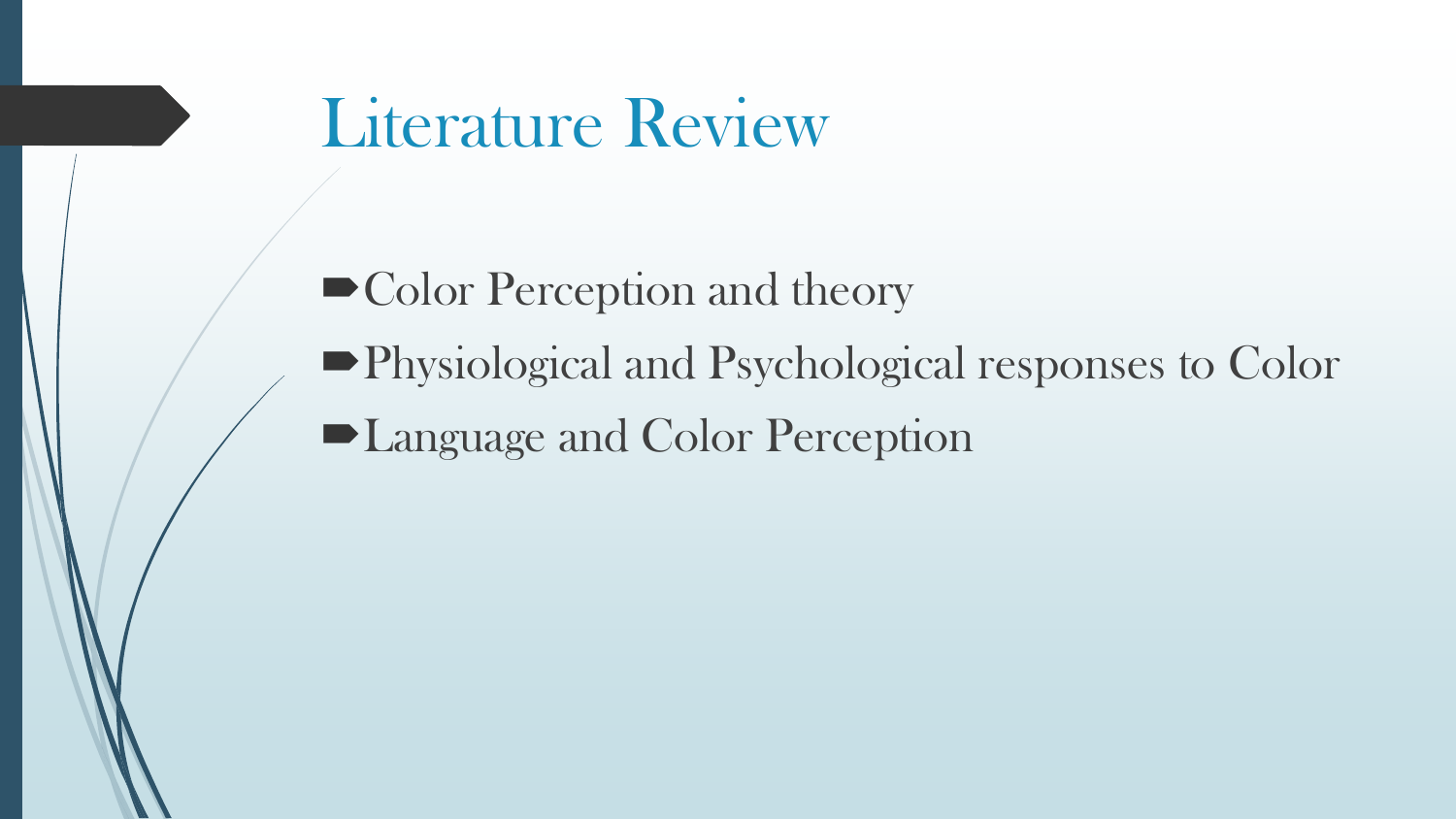# Literature Review

- Color Perception and theory
- Physiological and Psychological responses to Color
- Language and Color Perception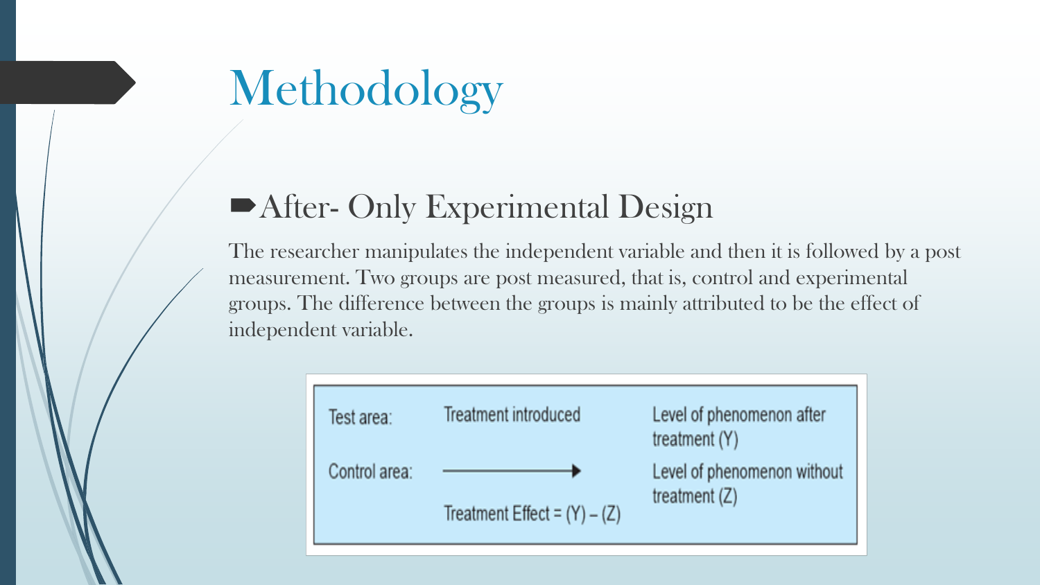# Methodology

## After- Only Experimental Design

The researcher manipulates the independent variable and then it is followed by a post measurement. Two groups are post measured, that is, control and experimental groups. The difference between the groups is mainly attributed to be the effect of independent variable.

| | | |
|---|---|---|
| Test area: | Treatment introduced | Level of phenomenon after treatment (Y) |
| Control area: | ⟶ | Level of phenomenon without treatment (Z) |
| | Treatment Effect = (Y) – (Z) | |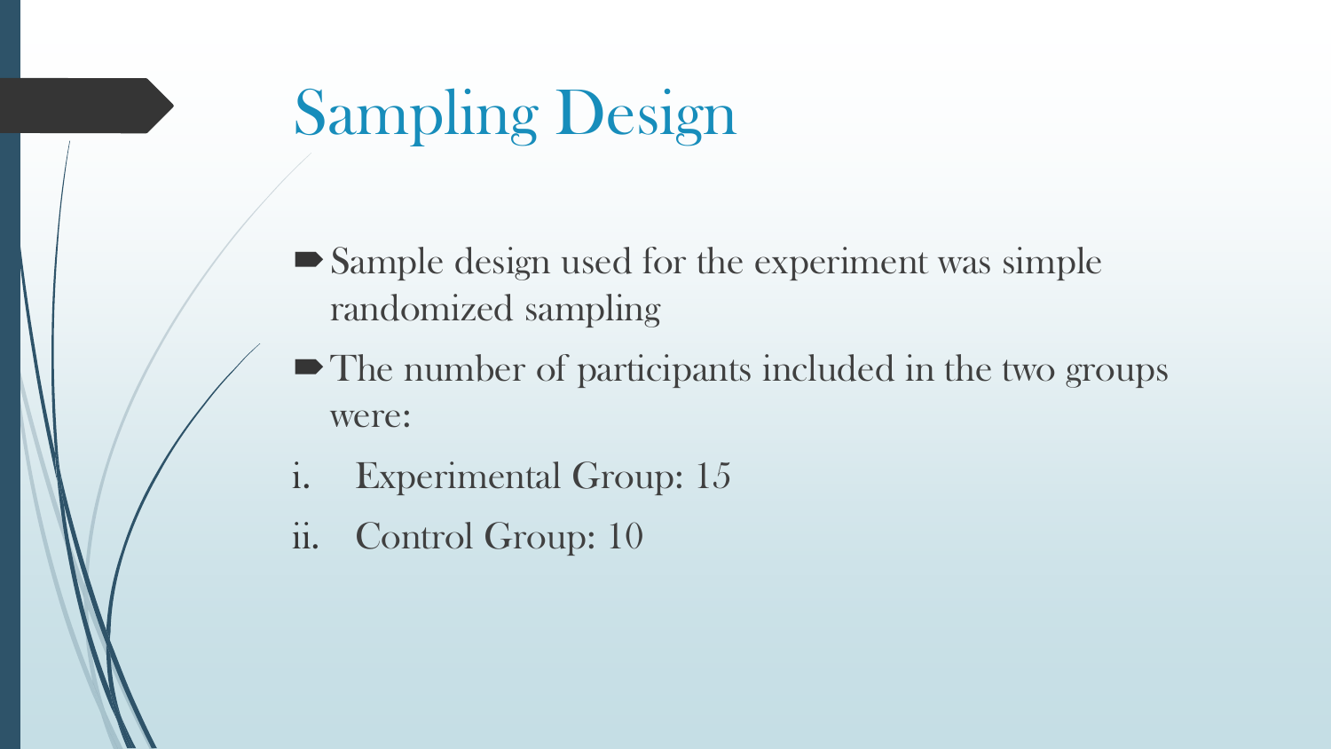# Sampling Design

- Sample design used for the experiment was simple randomized sampling
- The number of participants included in the two groups were:

i. Experimental Group: 15

ii. Control Group: 10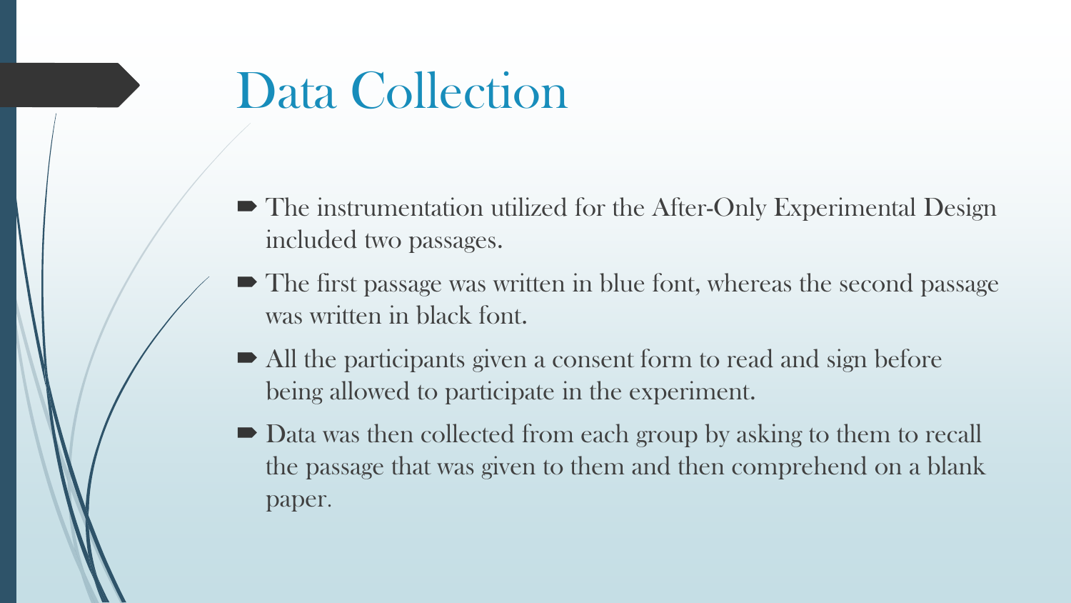# Data Collection

- The instrumentation utilized for the After-Only Experimental Design included two passages.
- The first passage was written in blue font, whereas the second passage was written in black font.
- All the participants given a consent form to read and sign before being allowed to participate in the experiment.
- Data was then collected from each group by asking to them to recall the passage that was given to them and then comprehend on a blank paper.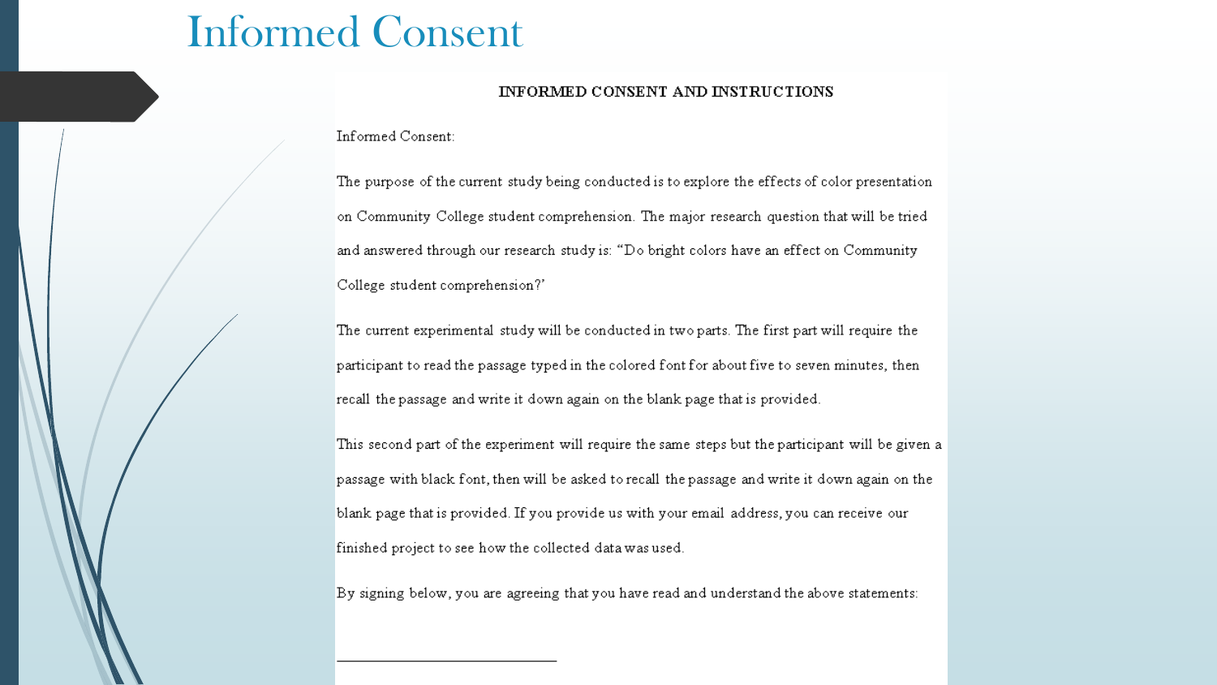# Informed Consent

**INFORMED CONSENT AND INSTRUCTIONS**

Informed Consent:

The purpose of the current study being conducted is to explore the effects of color presentation on Community College student comprehension. The major research question that will be tried and answered through our research study is: "Do bright colors have an effect on Community College student comprehension?'

The current experimental study will be conducted in two parts. The first part will require the participant to read the passage typed in the colored font for about five to seven minutes, then recall the passage and write it down again on the blank page that is provided.

This second part of the experiment will require the same steps but the participant will be given a passage with black font, then will be asked to recall the passage and write it down again on the blank page that is provided. If you provide us with your email address, you can receive our finished project to see how the collected data was used.

By signing below, you are agreeing that you have read and understand the above statements:

______________________________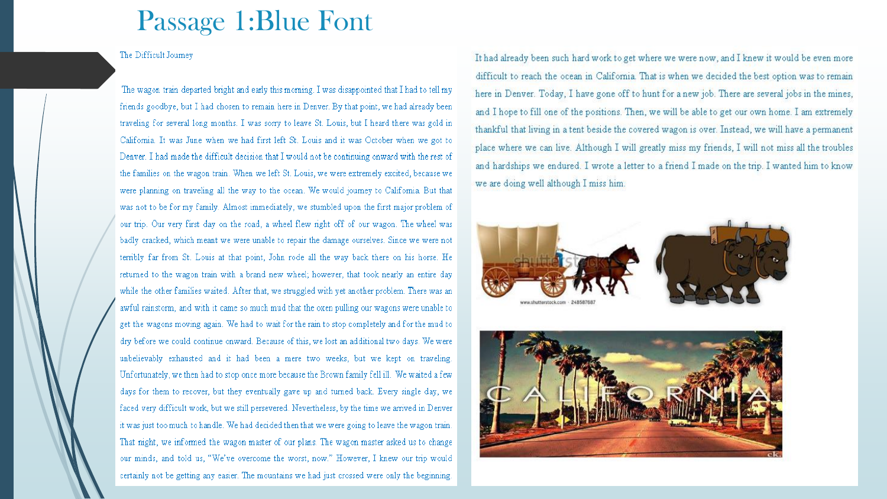# Passage 1:Blue Font

The Difficult Journey

The wagon train departed bright and early this morning. I was disappointed that I had to tell my friends goodbye, but I had chosen to remain here in Denver. By that point, we had already been traveling for several long months. I was sorry to leave St. Louis, but I heard there was gold in California. It was June when we had first left St. Louis and it was October when we got to Denver. I had made the difficult decision that I would not be continuing onward with the rest of the families on the wagon train. When we left St. Louis, we were extremely excited, because we were planning on traveling all the way to the ocean. We would journey to California. But that was not to be for my family. Almost immediately, we stumbled upon the first major problem of our trip. Our very first day on the road, a wheel flew right off of our wagon. The wheel was badly cracked, which meant we were unable to repair the damage ourselves. Since we were not terribly far from St. Louis at that point, John rode all the way back there on his horse. He returned to the wagon train with a brand new wheel; however, that took nearly an entire day while the other families waited. After that, we struggled with yet another problem. There was an awful rainstorm, and with it came so much mud that the oxen pulling our wagons were unable to get the wagons moving again. We had to wait for the rain to stop completely and for the mud to dry before we could continue onward. Because of this, we lost an additional two days. We were unbelievably exhausted and it had been a mere two weeks, but we kept on traveling. Unfortunately, we then had to stop once more because the Brown family fell ill. We waited a few days for them to recover, but they eventually gave up and turned back. Every single day, we faced very difficult work, but we still persevered. Nevertheless, by the time we arrived in Denver it was just too much to handle. We had decided then that we were going to leave the wagon train. That night, we informed the wagon master of our plans. The wagon master asked us to change our minds, and told us, "We've overcome the worst, now." However, I knew our trip would certainly not be getting any easier. The mountains we had just crossed were only the beginning. It had already been such hard work to get where we were now, and I knew it would be even more difficult to reach the ocean in California. That is when we decided the best option was to remain here in Denver. Today, I have gone off to hunt for a new job. There are several jobs in the mines, and I hope to fill one of the positions. Then, we will be able to get our own home. I am extremely thankful that living in a tent beside the covered wagon is over. Instead, we will have a permanent place where we can live. Although I will greatly miss my friends, I will not miss all the troubles and hardships we endured. I wrote a letter to a friend I made on the trip. I wanted him to know we are doing well although I miss him.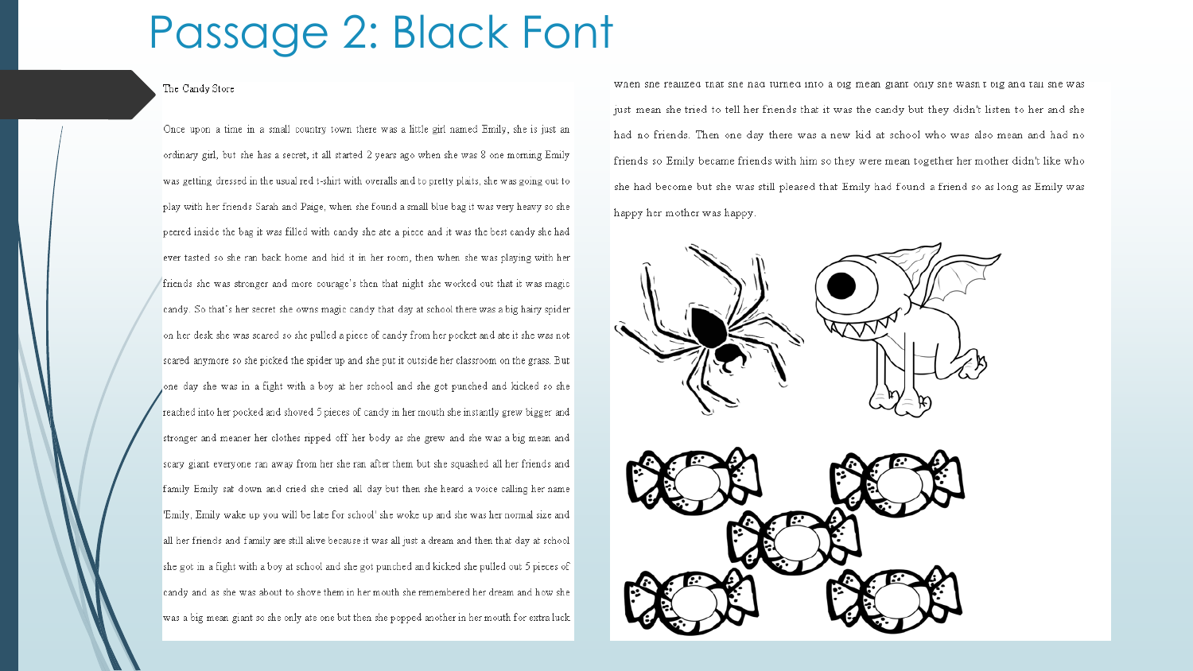# Passage 2: Black Font

The Candy Store

Once upon a time in a small country town there was a little girl named Emily, she is just an ordinary girl, but she has a secret, it all started 2 years ago when she was 8 one morning Emily was getting dressed in the usual red t-shirt with overalls and to pretty plaits, she was going out to play with her friends Sarah and Paige, when she found a small blue bag it was very heavy so she peered inside the bag it was filled with candy she ate a piece and it was the best candy she had ever tasted so she ran back home and hid it in her room, then when she was playing with her friends she was stronger and more courage's then that night she worked out that it was magic candy. So that's her secret she owns magic candy that day at school there was a big hairy spider on her desk she was scared so she pulled a piece of candy from her pocket and ate it she was not scared anymore so she picked the spider up and she put it outside her classroom on the grass. But one day she was in a fight with a boy at her school and she got punched and kicked so she reached into her pocked and shoved 5 pieces of candy in her mouth she instantly grew bigger and stronger and meaner her clothes ripped off her body as she grew and she was a big mean and scary giant everyone ran away from her she ran after them but she squashed all her friends and family Emily sat down and cried she cried all day but then she heard a voice calling her name 'Emily, Emily wake up you will be late for school' she woke up and she was her normal size and all her friends and family are still alive because it was all just a dream and then that day at school she got in a fight with a boy at school and she got punched and kicked she pulled out 5 pieces of candy and as she was about to shove them in her mouth she remembered her dream and how she was a big mean giant so she only ate one but then she popped another in her mouth for extra luck when she realized that she had turned into a big mean giant only she wasn't big and tall she was just mean she tried to tell her friends that it was the candy but they didn't listen to her and she had no friends. Then one day there was a new kid at school who was also mean and had no friends so Emily became friends with him so they were mean together her mother didn't like who she had become but she was still pleased that Emily had found a friend so as long as Emily was happy her mother was happy.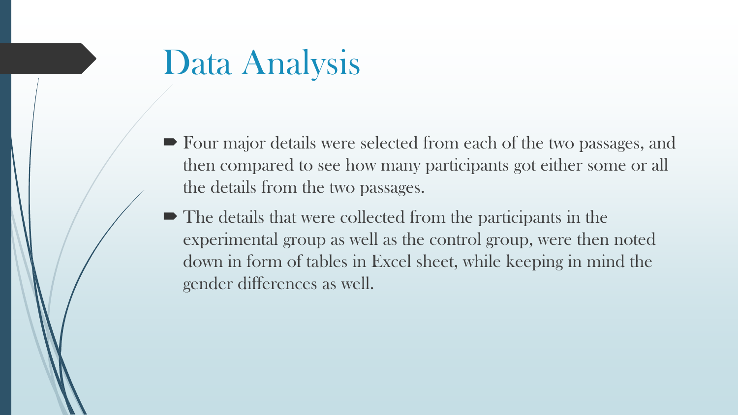# Data Analysis

- Four major details were selected from each of the two passages, and then compared to see how many participants got either some or all the details from the two passages.
- The details that were collected from the participants in the experimental group as well as the control group, were then noted down in form of tables in Excel sheet, while keeping in mind the gender differences as well.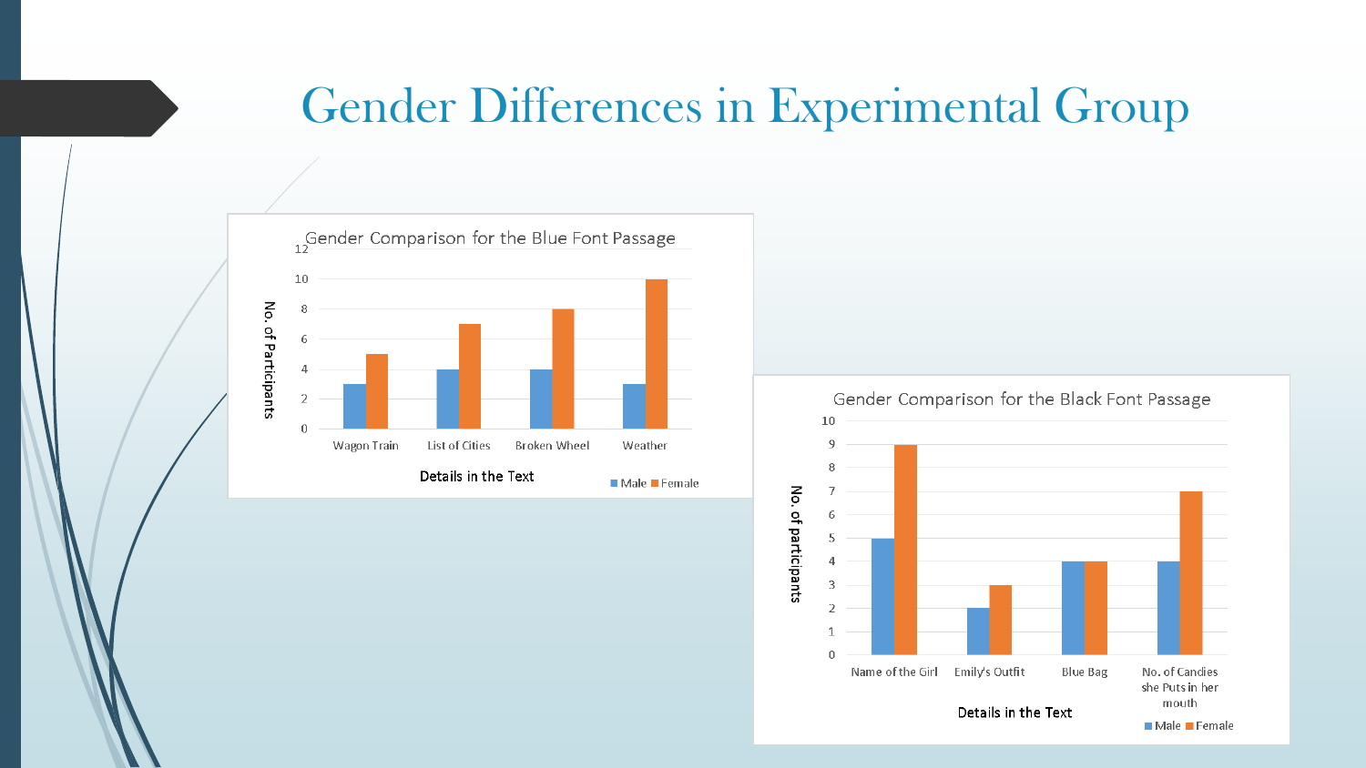# Gender Differences in Experimental Group

**Gender Comparison for the Blue Font Passage**

| Details in the Text | Male | Female |
|---|---|---|
| Wagon Train | 3 | 5 |
| List of Cities | 4 | 7 |
| Broken Wheel | 4 | 8 |
| Weather | 3 | 10 |

*Y-axis: No. of Participants; X-axis: Details in the Text*

**Gender Comparison for the Black Font Passage**

| Details in the Text | Male | Female |
|---|---|---|
| Name of the Girl | 5 | 9 |
| Emily's Outfit | 2 | 3 |
| Blue Bag | 4 | 4 |
| No. of Candies she Puts in her mouth | 4 | 7 |

*Y-axis: No. of participants; X-axis: Details in the Text*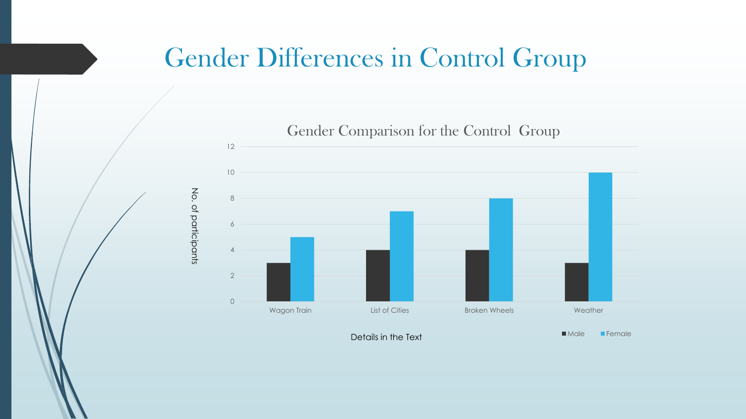# Gender Differences in Control Group

**Gender Comparison for the Control Group**

| Details in the Text | Male | Female |
| --- | --- | --- |
| Wagon Train | 3 | 5 |
| List of Cities | 4 | 7 |
| Broken Wheels | 4 | 8 |
| Weather | 3 | 10 |

Y-axis: No. of participants
X-axis: Details in the Text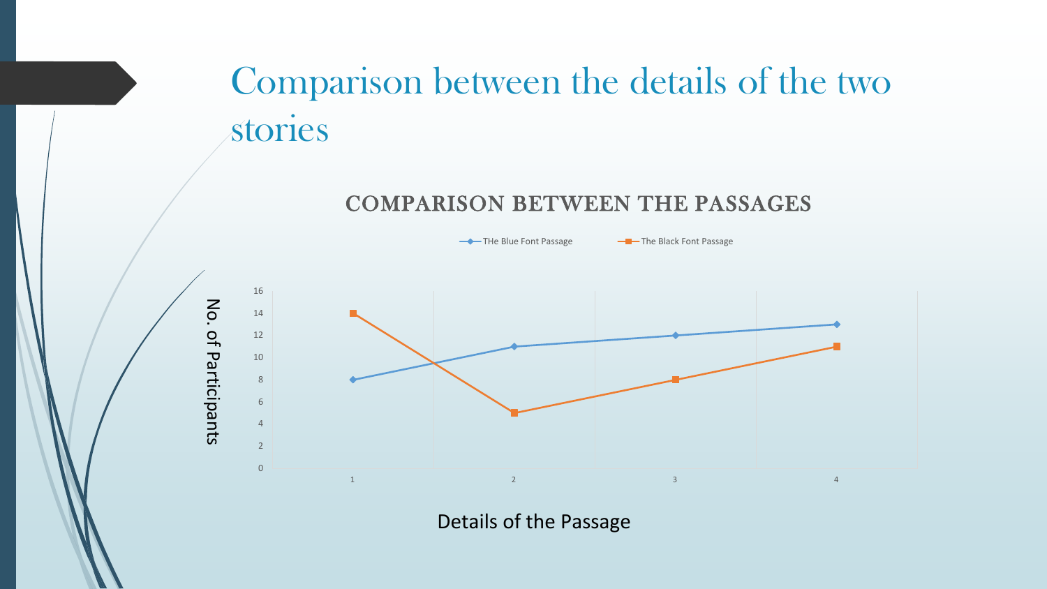# Comparison between the details of the two stories

## COMPARISON BETWEEN THE PASSAGES

| Details of the Passage | THe Blue Font Passage | The Black Font Passage |
|---|---|---|
| 1 | 8 | 14 |
| 2 | 11 | 5 |
| 3 | 12 | 8 |
| 4 | 13 | 11 |

No. of Participants

Details of the Passage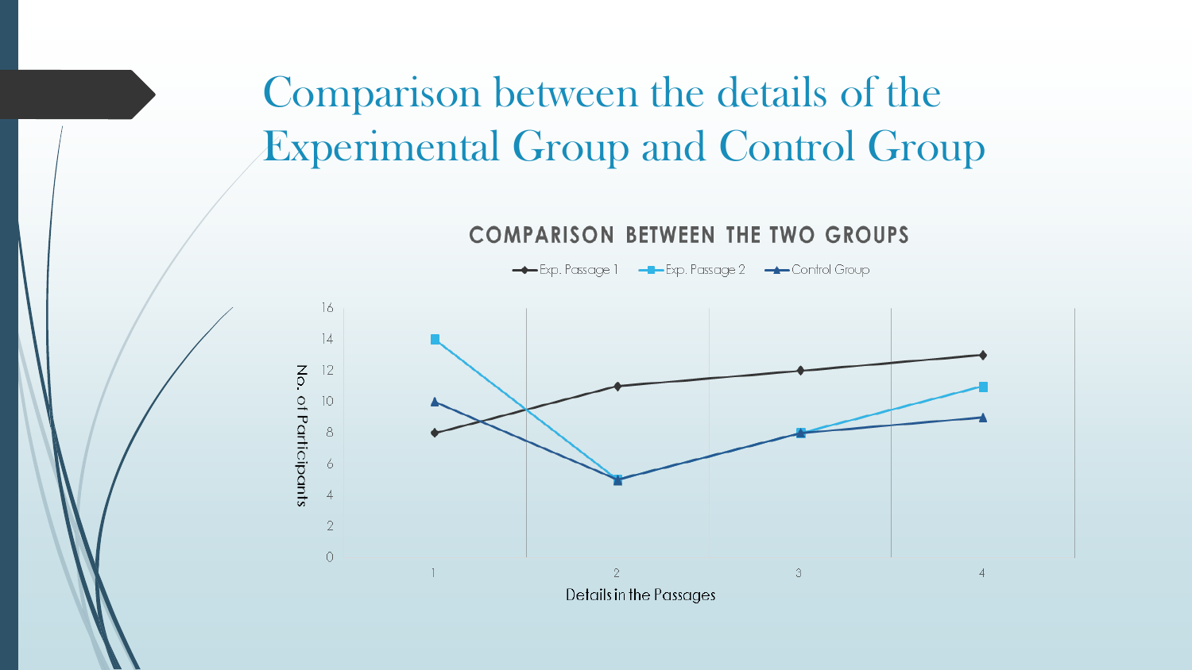# Comparison between the details of the Experimental Group and Control Group

**COMPARISON BETWEEN THE TWO GROUPS**

Legend: Exp. Passage 1 | Exp. Passage 2 | Control Group

| Details in the Passages | Exp. Passage 1 | Exp. Passage 2 | Control Group |
|---|---|---|---|
| 1 | 8 | 14 | 10 |
| 2 | 11 | 5 | 5 |
| 3 | 12 | 8 | 8 |
| 4 | 13 | 11 | 9 |

Y-axis: No. of Participants (0–16)

X-axis: Details in the Passages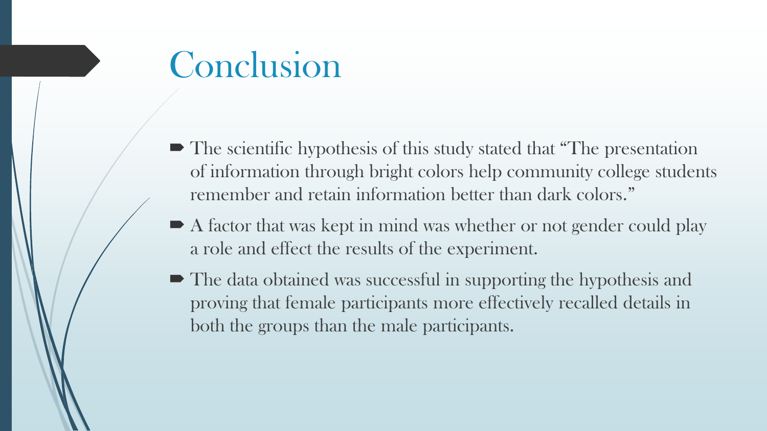# Conclusion

- The scientific hypothesis of this study stated that "The presentation of information through bright colors help community college students remember and retain information better than dark colors."
- A factor that was kept in mind was whether or not gender could play a role and effect the results of the experiment.
- The data obtained was successful in supporting the hypothesis and proving that female participants more effectively recalled details in both the groups than the male participants.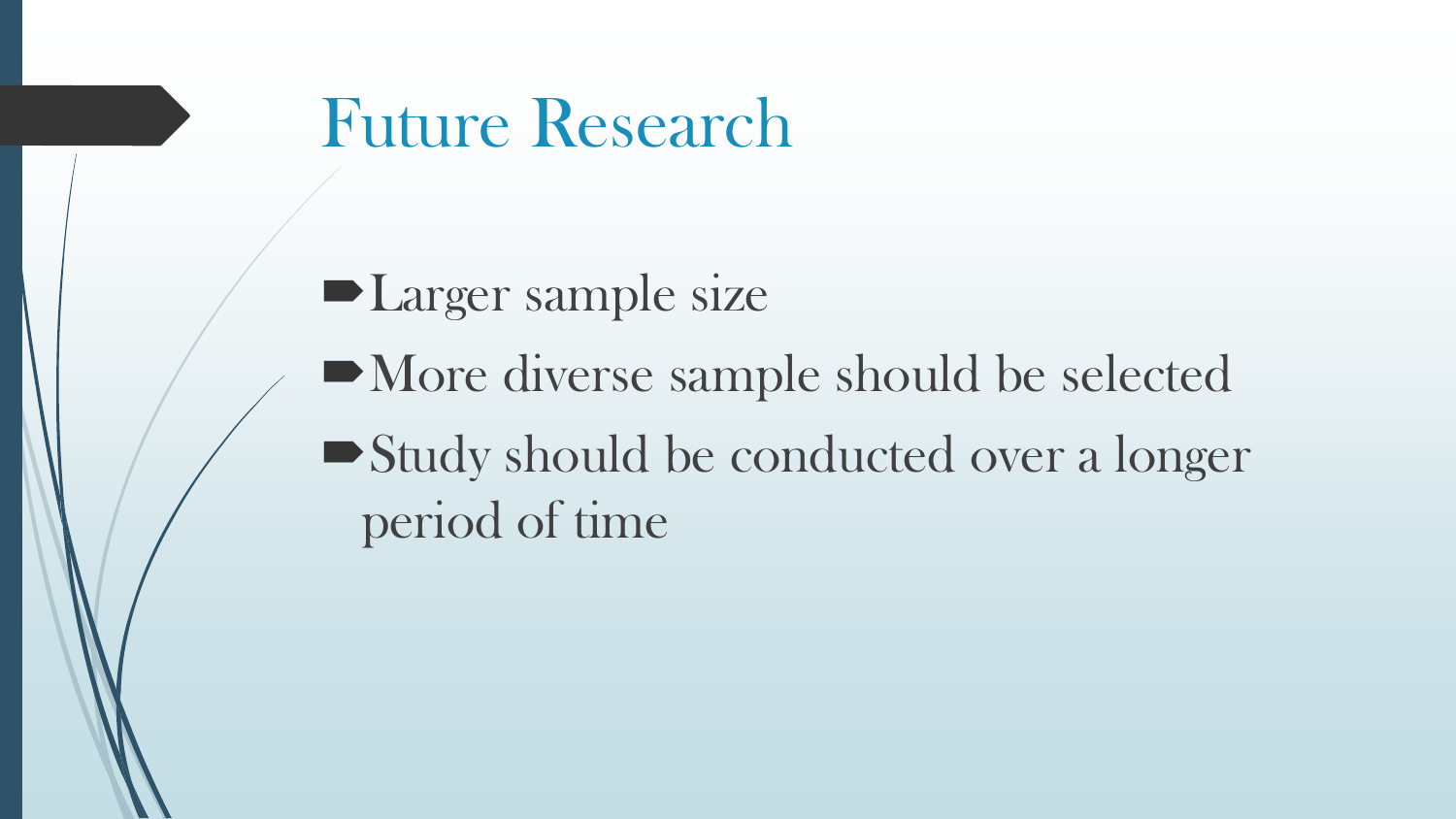# Future Research

- Larger sample size
- More diverse sample should be selected
- Study should be conducted over a longer period of time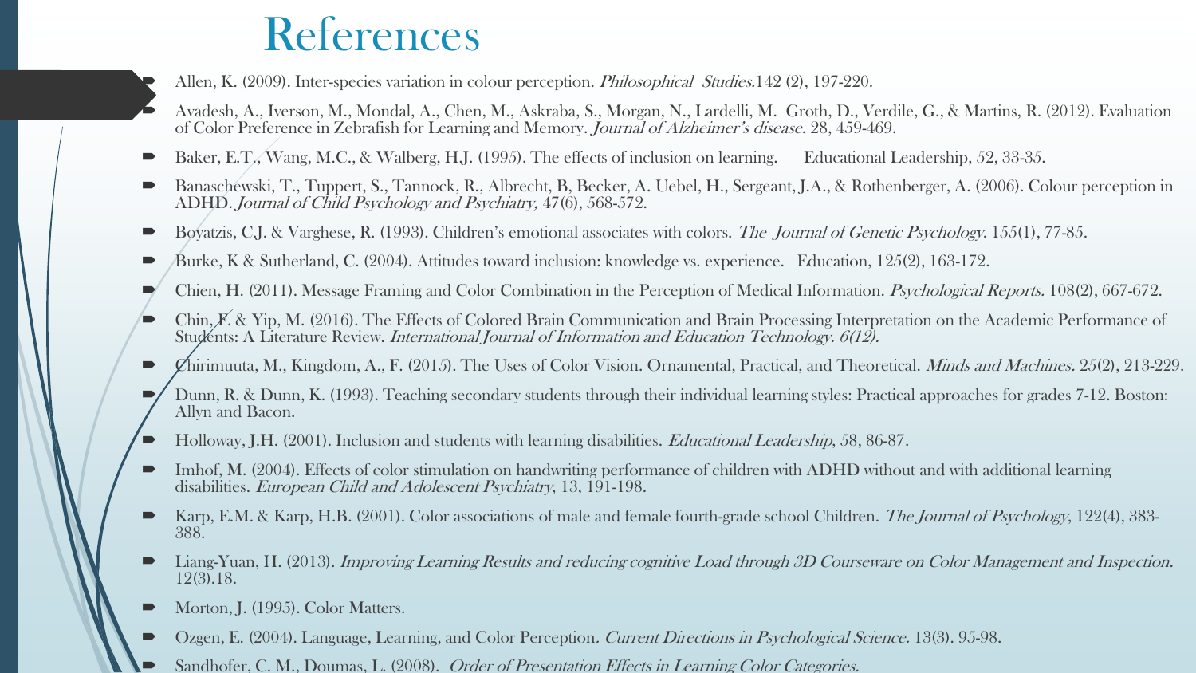# References

- Allen, K. (2009). Inter-species variation in colour perception. *Philosophical Studies.*142 (2), 197-220.
- Avadesh, A., Iverson, M., Mondal, A., Chen, M., Askraba, S., Morgan, N., Lardelli, M. Groth, D., Verdile, G., & Martins, R. (2012). Evaluation of Color Preference in Zebrafish for Learning and Memory. *Journal of Alzheimer's disease.* 28, 459-469.
- Baker, E.T., Wang, M.C., & Walberg, H.J. (1995). The effects of inclusion on learning. Educational Leadership, 52, 33-35.
- Banaschewski, T., Tuppert, S., Tannock, R., Albrecht, B, Becker, A. Uebel, H., Sergeant, J.A., & Rothenberger, A. (2006). Colour perception in ADHD. *Journal of Child Psychology and Psychiatry,* 47(6), 568-572.
- Boyatzis, C.J. & Varghese, R. (1993). Children's emotional associates with colors. *The Journal of Genetic Psychology.* 155(1), 77-85.
- Burke, K & Sutherland, C. (2004). Attitudes toward inclusion: knowledge vs. experience. Education, 125(2), 163-172.
- Chien, H. (2011). Message Framing and Color Combination in the Perception of Medical Information. *Psychological Reports.* 108(2), 667-672.
- Chin, F. & Yip, M. (2016). The Effects of Colored Brain Communication and Brain Processing Interpretation on the Academic Performance of Students: A Literature Review. *International Journal of Information and Education Technology. 6(12).*
- Chirimuuta, M., Kingdom, A., F. (2015). The Uses of Color Vision. Ornamental, Practical, and Theoretical. *Minds and Machines.* 25(2), 213-229.
- Dunn, R. & Dunn, K. (1993). Teaching secondary students through their individual learning styles: Practical approaches for grades 7-12. Boston: Allyn and Bacon.
- Holloway, J.H. (2001). Inclusion and students with learning disabilities. *Educational Leadership*, 58, 86-87.
- Imhof, M. (2004). Effects of color stimulation on handwriting performance of children with ADHD without and with additional learning disabilities. *European Child and Adolescent Psychiatry*, 13, 191-198.
- Karp, E.M. & Karp, H.B. (2001). Color associations of male and female fourth-grade school Children. *The Journal of Psychology*, 122(4), 383-388.
- Liang-Yuan, H. (2013). *Improving Learning Results and reducing cognitive Load through 3D Courseware on Color Management and Inspection.* 12(3).18.
- Morton, J. (1995). Color Matters.
- Ozgen, E. (2004). Language, Learning, and Color Perception. *Current Directions in Psychological Science.* 13(3). 95-98.
- Sandhofer, C. M., Doumas, L. (2008). *Order of Presentation Effects in Learning Color Categories.*